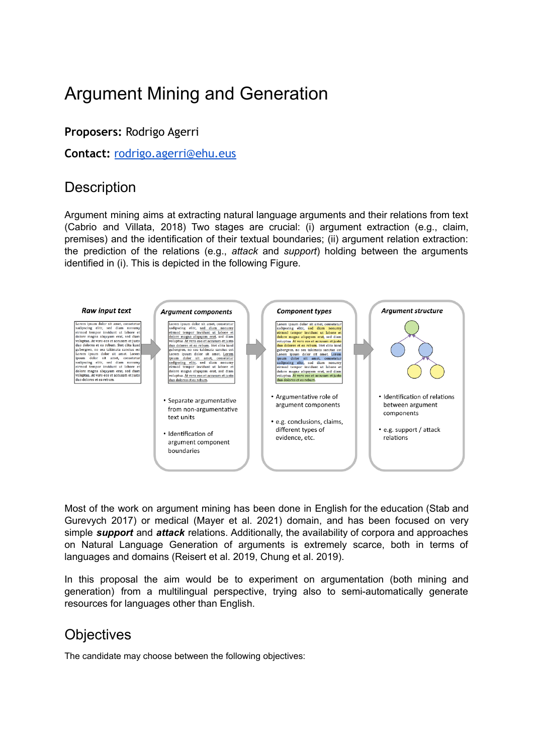# Argument Mining and Generation

**Proposers:** Rodrigo Agerri

**Contact:** [rodrigo.agerri@ehu.eus](mailto:rodrigo.agerri@ehu.eus)

## Description

Argument mining aims at extracting natural language arguments and their relations from text (Cabrio and Villata, 2018) Two stages are crucial: (i) argument extraction (e.g., claim, premises) and the identification of their textual boundaries; (ii) argument relation extraction: the prediction of the relations (e.g., *attack* and *support*) holding between the arguments identified in (i). This is depicted in the following Figure.

**Raw input text**

**Argument components**

- Separate argumentative from non-argumentative text units
- Identification of argument component boundaries

**Component types**

- Argumentative role of argument components
- e.g. conclusions, claims, different types of evidence, etc.

**Argument structure**

- Identification of relations between argument components
- e.g. support / attack relations

Most of the work on argument mining has been done in English for the education (Stab and Gurevych 2017) or medical (Mayer et al. 2021) domain, and has been focused on very simple ***support*** and ***attack*** relations. Additionally, the availability of corpora and approaches on Natural Language Generation of arguments is extremely scarce, both in terms of languages and domains (Reisert et al. 2019, Chung et al. 2019).

In this proposal the aim would be to experiment on argumentation (both mining and generation) from a multilingual perspective, trying also to semi-automatically generate resources for languages other than English.

## Objectives

The candidate may choose between the following objectives: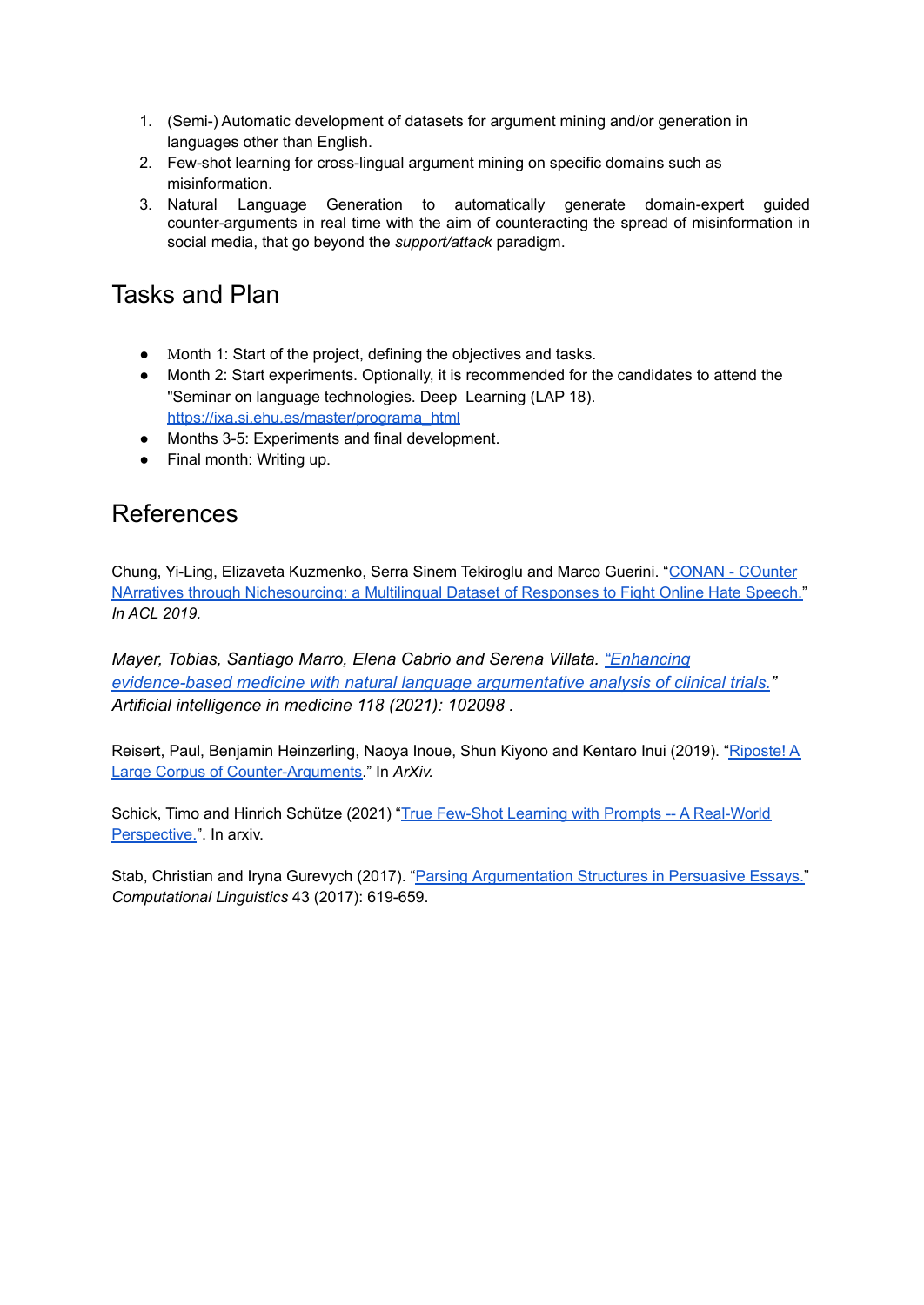1. (Semi-) Automatic development of datasets for argument mining and/or generation in languages other than English.
2. Few-shot learning for cross-lingual argument mining on specific domains such as misinformation.
3. Natural Language Generation to automatically generate domain-expert guided counter-arguments in real time with the aim of counteracting the spread of misinformation in social media, that go beyond the *support/attack* paradigm.

## Tasks and Plan

- Month 1: Start of the project, defining the objectives and tasks.
- Month 2: Start experiments. Optionally, it is recommended for the candidates to attend the "Seminar on language technologies. Deep Learning (LAP 18). https://ixa.si.ehu.es/master/programa_html
- Months 3-5: Experiments and final development.
- Final month: Writing up.

## References

Chung, Yi-Ling, Elizaveta Kuzmenko, Serra Sinem Tekiroglu and Marco Guerini. "CONAN - COunter NArratives through Nichesourcing: a Multilingual Dataset of Responses to Fight Online Hate Speech." *In ACL 2019.*

*Mayer, Tobias, Santiago Marro, Elena Cabrio and Serena Villata. "Enhancing evidence-based medicine with natural language argumentative analysis of clinical trials." Artificial intelligence in medicine 118 (2021): 102098 .*

Reisert, Paul, Benjamin Heinzerling, Naoya Inoue, Shun Kiyono and Kentaro Inui (2019). "Riposte! A Large Corpus of Counter-Arguments." In *ArXiv.*

Schick, Timo and Hinrich Schütze (2021) "True Few-Shot Learning with Prompts -- A Real-World Perspective.". In arxiv.

Stab, Christian and Iryna Gurevych (2017). "Parsing Argumentation Structures in Persuasive Essays." *Computational Linguistics* 43 (2017): 619-659.